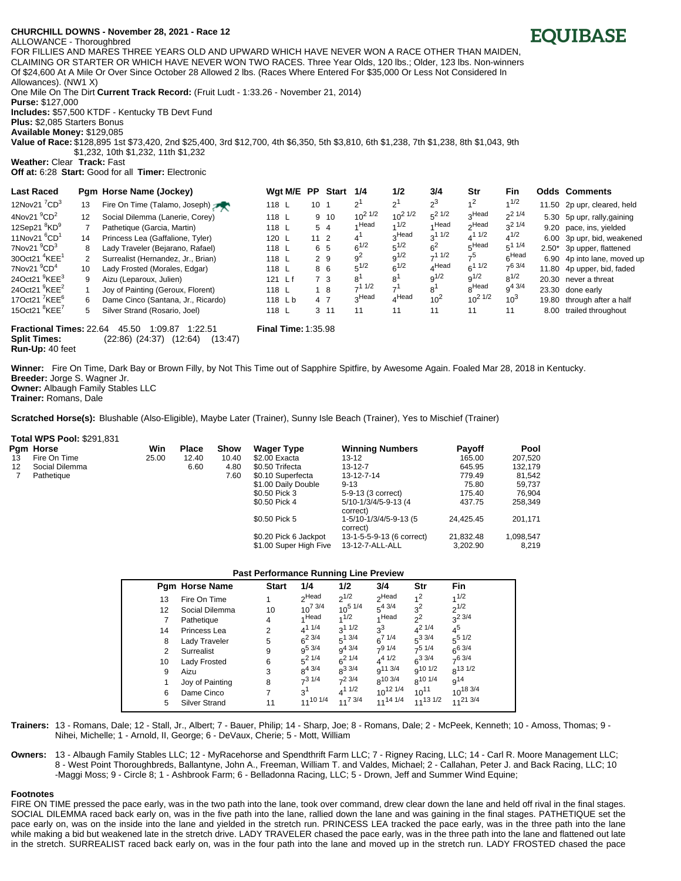**CHURCHILL DOWNS - November 28, 2021 - Race 12**

**EQUIBASE**

ALLOWANCE - Thoroughbred

FOR FILLIES AND MARES THREE YEARS OLD AND UPWARD WHICH HAVE NEVER WON A RACE OTHER THAN MAIDEN, CLAIMING OR STARTER OR WHICH HAVE NEVER WON TWO RACES. Three Year Olds, 120 lbs.; Older, 123 lbs. Non-winners Of $24,600 At A Mile Or Over Since October 28 Allowed 2 lbs. (Races Where Entered For $35,000 Or Less Not Considered In Allowances). (NW1 X)

One Mile On The Dirt **Current Track Record:** (Fruit Ludt - 1:33.26 - November 21, 2014)

**Purse:** $127,000

**Includes:** $57,500 KTDF - Kentucky TB Devt Fund

**Plus:** $2,085 Starters Bonus

**Available Money:** $129,085

**Value of Race:** $128,895 1st $73,420, 2nd $25,400, 3rd $12,700, 4th $6,350, 5th $3,810, 6th $1,238, 7th $1,238, 8th $1,043, 9th $1,232, 10th $1,232, 11th $1,232

**Weather:** Clear **Track:** Fast

**Off at:** 6:28 **Start:** Good for all **Timer:** Electronic

| Last Raced | Pgm | Horse Name (Jockey) | Wgt M/E | PP | Start | 1/4 | 1/2 | 3/4 | Str | Fin | Odds | Comments |
|---|---|---|---|---|---|---|---|---|---|---|---|---|
| 12Nov21 7CD3 | 13 | Fire On Time (Talamo, Joseph) | 118 L | 10 | 1 | 2 1 | 2 1 | 2 3 | 1 2 | 1 1/2 | 11.50 | 2p upr, cleared, held |
| 4Nov21 9CD2 | 12 | Social Dilemma (Lanerie, Corey) | 118 L | 9 | 10 | 10 2 1/2 | 10 2 1/2 | 5 2 1/2 | 3 Head | 2 2 1/4 | 5.30 | 5p upr, rally,gaining |
| 12Sep21 8KD9 | 7 | Pathetique (Garcia, Martin) | 118 L | 5 | 4 | 1 Head | 1 1/2 | 1 Head | 2 Head | 3 2 1/4 | 9.20 | pace, ins, yielded |
| 11Nov21 6CD1 | 14 | Princess Lea (Gaffalione, Tyler) | 120 L | 11 | 2 | 4 1 | 3 Head | 3 1 1/2 | 4 1 1/2 | 4 1/2 | 6.00 | 3p upr, bid, weakened |
| 7Nov21 9CD3 | 8 | Lady Traveler (Bejarano, Rafael) | 118 L | 6 | 5 | 6 1/2 | 5 1/2 | 6 2 | 5 Head | 5 1 1/4 | 2.50* | 3p upper, flattened |
| 30Oct21 4KEE1 | 2 | Surrealist (Hernandez, Jr., Brian) | 118 L | 2 | 9 | 9 2 | 9 1/2 | 7 1 1/2 | 7 5 | 6 Head | 6.90 | 4p into lane, moved up |
| 7Nov21 9CD4 | 10 | Lady Frosted (Morales, Edgar) | 118 L | 8 | 6 | 5 1/2 | 6 1/2 | 4 Head | 6 1 1/2 | 7 6 3/4 | 11.80 | 4p upper, bid, faded |
| 24Oct21 9KEE3 | 9 | Aizu (Leparoux, Julien) | 121 L f | 7 | 3 | 8 1 | 8 1 | 9 1/2 | 9 1/2 | 8 1/2 | 20.30 | never a threat |
| 24Oct21 9KEE2 | 1 | Joy of Painting (Geroux, Florent) | 118 L | 1 | 8 | 7 1 1/2 | 7 1 | 8 1 | 8 Head | 9 4 3/4 | 23.30 | done early |
| 17Oct21 7KEE6 | 6 | Dame Cinco (Santana, Jr., Ricardo) | 118 L b | 4 | 7 | 3 Head | 4 Head | 10 2 | 10 2 1/2 | 10 3 | 19.80 | through after a half |
| 15Oct21 8KEE7 | 5 | Silver Strand (Rosario, Joel) | 118 L | 3 | 11 | 11 | 11 | 11 | 11 | 11 | 8.00 | trailed throughout |

**Fractional Times:** 22.64 45.50 1:09.87 1:22.51 **Final Time:** 1:35.98

**Split Times:** (22:86) (24:37) (12:64) (13:47)

**Run-Up:** 40 feet

**Winner:** Fire On Time, Dark Bay or Brown Filly, by Not This Time out of Sapphire Spitfire, by Awesome Again. Foaled Mar 28, 2018 in Kentucky.

**Breeder:** Jorge S. Wagner Jr.

**Owner:** Albaugh Family Stables LLC

**Trainer:** Romans, Dale

**Scratched Horse(s):** Blushable (Also-Eligible), Maybe Later (Trainer), Sunny Isle Beach (Trainer), Yes to Mischief (Trainer)

**Total WPS Pool:** $291,831

| Pgm | Horse | Win | Place | Show |
|---|---|---|---|---|
| 13 | Fire On Time | 25.00 | 12.40 | 10.40 |
| 12 | Social Dilemma | | 6.60 | 4.80 |
| 7 | Pathetique | | | 7.60 |

| Wager Type | Winning Numbers | Payoff | Pool |
|---|---|---|---|
| $2.00 Exacta | 13-12 | 165.00 | 207,520 |
| $0.50 Trifecta | 13-12-7 | 645.95 | 132,179 |
| $0.10 Superfecta | 13-12-7-14 | 779.49 | 81,542 |
| $1.00 Daily Double | 9-13 | 75.80 | 59,737 |
| $0.50 Pick 3 | 5-9-13 (3 correct) | 175.40 | 76,904 |
| $0.50 Pick 4 | 5/10-1/3/4/5-9-13 (4 correct) | 437.75 | 258,349 |
| $0.50 Pick 5 | 1-5/10-1/3/4/5-9-13 (5 correct) | 24,425.45 | 201,171 |
| $0.20 Pick 6 Jackpot | 13-1-5-5-9-13 (6 correct) | 21,832.48 | 1,098,547 |
| $1.00 Super High Five | 13-12-7-ALL-ALL | 3,202.90 | 8,219 |

**Past Performance Running Line Preview**

| Pgm | Horse Name | Start | 1/4 | 1/2 | 3/4 | Str | Fin |
|---|---|---|---|---|---|---|---|
| 13 | Fire On Time | 1 | 2 Head | 2 1/2 | 2 Head | 1 2 | 1 1/2 |
| 12 | Social Dilemma | 10 | 10 7 3/4 | 10 5 1/4 | 5 4 3/4 | 3 2 | 2 1/2 |
| 7 | Pathetique | 4 | 1 Head | 1 1/2 | 1 Head | 2 2 | 3 2 3/4 |
| 14 | Princess Lea | 2 | 4 1 1/4 | 3 1 1/2 | 3 3 | 4 2 1/4 | 4 5 |
| 8 | Lady Traveler | 5 | 6 2 3/4 | 5 1 3/4 | 6 7 1/4 | 5 3 3/4 | 5 5 1/2 |
| 2 | Surrealist | 9 | 9 5 3/4 | 9 4 3/4 | 7 9 1/4 | 7 5 1/4 | 6 6 3/4 |
| 10 | Lady Frosted | 6 | 5 2 1/4 | 6 2 1/4 | 4 4 1/2 | 6 3 3/4 | 7 6 3/4 |
| 9 | Aizu | 3 | 8 4 3/4 | 8 3 3/4 | 9 11 3/4 | 9 10 1/2 | 8 13 1/2 |
| 1 | Joy of Painting | 8 | 7 3 1/4 | 7 2 3/4 | 8 10 3/4 | 8 10 1/4 | 9 14 |
| 6 | Dame Cinco | 7 | 3 1 | 4 1 1/2 | 10 12 1/4 | 10 11 | 10 18 3/4 |
| 5 | Silver Strand | 11 | 11 10 1/4 | 11 7 3/4 | 11 14 1/4 | 11 13 1/2 | 11 21 3/4 |

**Trainers:** 13 - Romans, Dale; 12 - Stall, Jr., Albert; 7 - Bauer, Philip; 14 - Sharp, Joe; 8 - Romans, Dale; 2 - McPeek, Kenneth; 10 - Amoss, Thomas; 9 - Nihei, Michelle; 1 - Arnold, II, George; 6 - DeVaux, Cherie; 5 - Mott, William

**Owners:** 13 - Albaugh Family Stables LLC; 12 - MyRacehorse and Spendthrift Farm LLC; 7 - Rigney Racing, LLC; 14 - Carl R. Moore Management LLC; 8 - West Point Thoroughbreds, Ballantyne, John A., Freeman, William T. and Valdes, Michael; 2 - Callahan, Peter J. and Back Racing, LLC; 10 -Maggi Moss; 9 - Circle 8; 1 - Ashbrook Farm; 6 - Belladonna Racing, LLC; 5 - Drown, Jeff and Summer Wind Equine;

**Footnotes**

FIRE ON TIME pressed the pace early, was in the two path into the lane, took over command, drew clear down the lane and held off rival in the final stages. SOCIAL DILEMMA raced back early on, was in the five path into the lane, rallied down the lane and was gaining in the final stages. PATHETIQUE set the pace early on, was on the inside into the lane and yielded in the stretch run. PRINCESS LEA tracked the pace early, was in the three path into the lane while making a bid but weakened late in the stretch drive. LADY TRAVELER chased the pace early, was in the three path into the lane and flattened out late in the stretch. SURREALIST raced back early on, was in the four path into the lane and moved up in the stretch run. LADY FROSTED chased the pace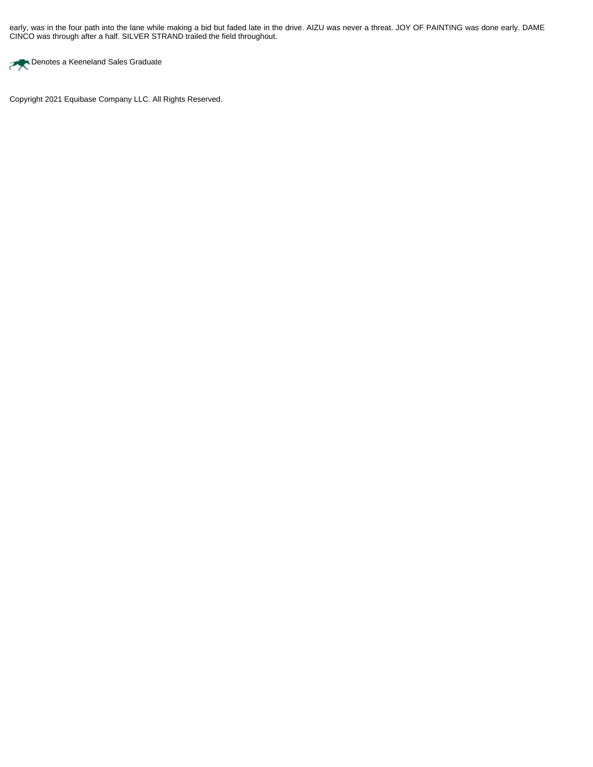early, was in the four path into the lane while making a bid but faded late in the drive. AIZU was never a threat. JOY OF PAINTING was done early. DAME CINCO was through after a half. SILVER STRAND trailed the field throughout.

Denotes a Keeneland Sales Graduate

Copyright 2021 Equibase Company LLC. All Rights Reserved.